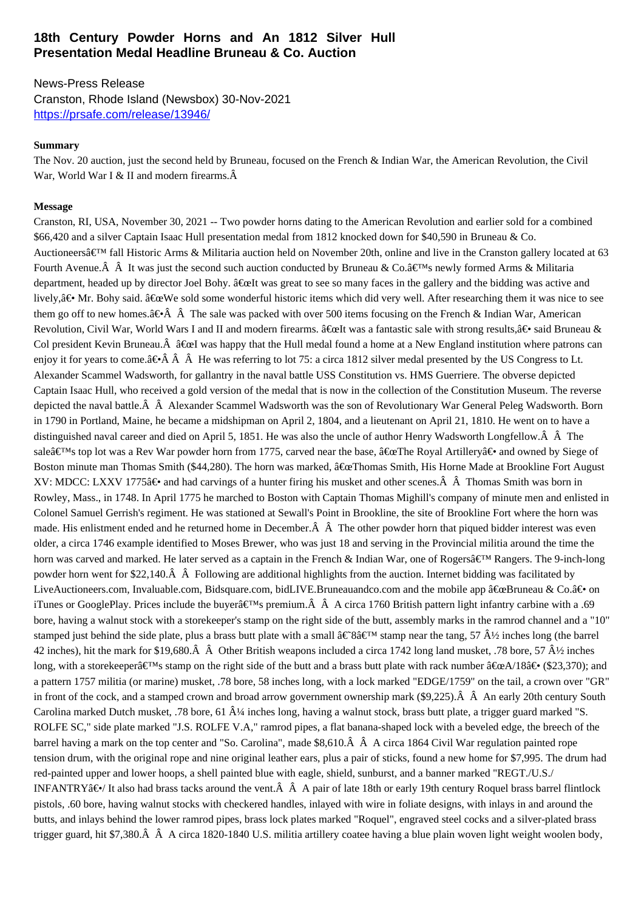# 18th Century Powder Horns and An 1812 Silver Hull Presentation Medal Headline Bruneau & Co. Auction

News-Press Release
Cranston, Rhode Island (Newsbox) 30-Nov-2021
https://prsafe.com/release/13946/

**Summary**

The Nov. 20 auction, just the second held by Bruneau, focused on the French & Indian War, the American Revolution, the Civil War, World War I & II and modern firearms.Â

**Message**

Cranston, RI, USA, November 30, 2021 -- Two powder horns dating to the American Revolution and earlier sold for a combined $66,420 and a silver Captain Isaac Hull presentation medal from 1812 knocked down for $40,590 in Bruneau & Co. Auctioneersâ€™ fall Historic Arms & Militaria auction held on November 20th, online and live in the Cranston gallery located at 63 Fourth Avenue.Â Â It was just the second such auction conducted by Bruneau & Co.â€™s newly formed Arms & Militaria department, headed up by director Joel Bohy. â€œIt was great to see so many faces in the gallery and the bidding was active and lively,â€• Mr. Bohy said. â€œWe sold some wonderful historic items which did very well. After researching them it was nice to see them go off to new homes.â€•Â Â The sale was packed with over 500 items focusing on the French & Indian War, American Revolution, Civil War, World Wars I and II and modern firearms. â€œIt was a fantastic sale with strong results,â€• said Bruneau & Col president Kevin Bruneau.Â â€œI was happy that the Hull medal found a home at a New England institution where patrons can enjoy it for years to come.â€•Â Â Â He was referring to lot 75: a circa 1812 silver medal presented by the US Congress to Lt. Alexander Scammel Wadsworth, for gallantry in the naval battle USS Constitution vs. HMS Guerriere. The obverse depicted Captain Isaac Hull, who received a gold version of the medal that is now in the collection of the Constitution Museum. The reverse depicted the naval battle.Â Â Alexander Scammel Wadsworth was the son of Revolutionary War General Peleg Wadsworth. Born in 1790 in Portland, Maine, he became a midshipman on April 2, 1804, and a lieutenant on April 21, 1810. He went on to have a distinguished naval career and died on April 5, 1851. He was also the uncle of author Henry Wadsworth Longfellow.Â Â The saleâ€™s top lot was a Rev War powder horn from 1775, carved near the base, â€œThe Royal Artilleryâ€• and owned by Siege of Boston minute man Thomas Smith ($44,280). The horn was marked, â€œThomas Smith, His Horne Made at Brookline Fort August XV: MDCC: LXXV 1775â€• and had carvings of a hunter firing his musket and other scenes.Â Â Thomas Smith was born in Rowley, Mass., in 1748. In April 1775 he marched to Boston with Captain Thomas Mighill's company of minute men and enlisted in Colonel Samuel Gerrish's regiment. He was stationed at Sewall's Point in Brookline, the site of Brookline Fort where the horn was made. His enlistment ended and he returned home in December.Â Â The other powder horn that piqued bidder interest was even older, a circa 1746 example identified to Moses Brewer, who was just 18 and serving in the Provincial militia around the time the horn was carved and marked. He later served as a captain in the French & Indian War, one of Rogersâ€™ Rangers. The 9-inch-long powder horn went for $22,140.Â Â Following are additional highlights from the auction. Internet bidding was facilitated by LiveAuctioneers.com, Invaluable.com, Bidsquare.com, bidLIVE.Bruneauandco.com and the mobile app â€œBruneau & Co.â€• on iTunes or GooglePlay. Prices include the buyerâ€™s premium.Â Â A circa 1760 British pattern light infantry carbine with a .69 bore, having a walnut stock with a storekeeper's stamp on the right side of the butt, assembly marks in the ramrod channel and a "10" stamped just behind the side plate, plus a brass butt plate with a small â€˜8â€™ stamp near the tang, 57 Â½ inches long (the barrel 42 inches), hit the mark for $19,680.Â Â Other British weapons included a circa 1742 long land musket, .78 bore, 57 Â½ inches long, with a storekeeperâ€™s stamp on the right side of the butt and a brass butt plate with rack number â€œA/18â€• ($23,370); and a pattern 1757 militia (or marine) musket, .78 bore, 58 inches long, with a lock marked "EDGE/1759" on the tail, a crown over "GR" in front of the cock, and a stamped crown and broad arrow government ownership mark ($9,225).Â Â An early 20th century South Carolina marked Dutch musket, .78 bore, 61 Â¼ inches long, having a walnut stock, brass butt plate, a trigger guard marked "S. ROLFE SC," side plate marked "J.S. ROLFE V.A," ramrod pipes, a flat banana-shaped lock with a beveled edge, the breech of the barrel having a mark on the top center and "So. Carolina", made $8,610.Â Â A circa 1864 Civil War regulation painted rope tension drum, with the original rope and nine original leather ears, plus a pair of sticks, found a new home for $7,995. The drum had red-painted upper and lower hoops, a shell painted blue with eagle, shield, sunburst, and a banner marked "REGT./U.S./ INFANTRYâ€•/ It also had brass tacks around the vent.Â Â A pair of late 18th or early 19th century Roquel brass barrel flintlock pistols, .60 bore, having walnut stocks with checkered handles, inlayed with wire in foliate designs, with inlays in and around the butts, and inlays behind the lower ramrod pipes, brass lock plates marked "Roquel", engraved steel cocks and a silver-plated brass trigger guard, hit $7,380.Â Â A circa 1820-1840 U.S. militia artillery coatee having a blue plain woven light weight woolen body,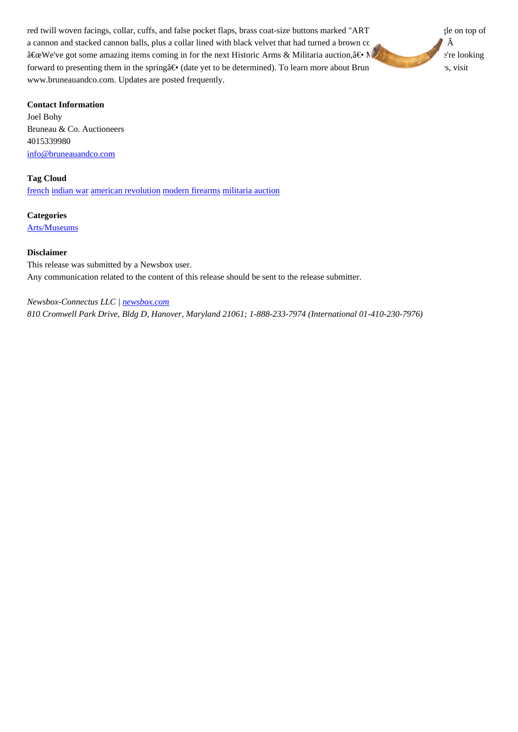red twill woven facings, collar, cuffs, and false pocket flaps, brass coat-size buttons marked "ART ... gle on top of a cannon and stacked cannon balls, plus a collar lined with black velvet that had turned a brown co... Â

â€œWe've got some amazing items coming in for the next Historic Arms & Militaria auction,â€• ... e're looking forward to presenting them in the springâ€• (date yet to be determined). To learn more about Brun... s, visit www.bruneauandco.com. Updates are posted frequently.

**Contact Information**
Joel Bohy
Bruneau & Co. Auctioneers
4015339980
info@bruneauandco.com

**Tag Cloud**
french indian war american revolution modern firearms militaria auction

**Categories**
Arts/Museums

**Disclaimer**
This release was submitted by a Newsbox user.
Any communication related to the content of this release should be sent to the release submitter.

*Newsbox-Connectus LLC | newsbox.com*
*810 Cromwell Park Drive, Bldg D, Hanover, Maryland 21061; 1-888-233-7974 (International 01-410-230-7976)*